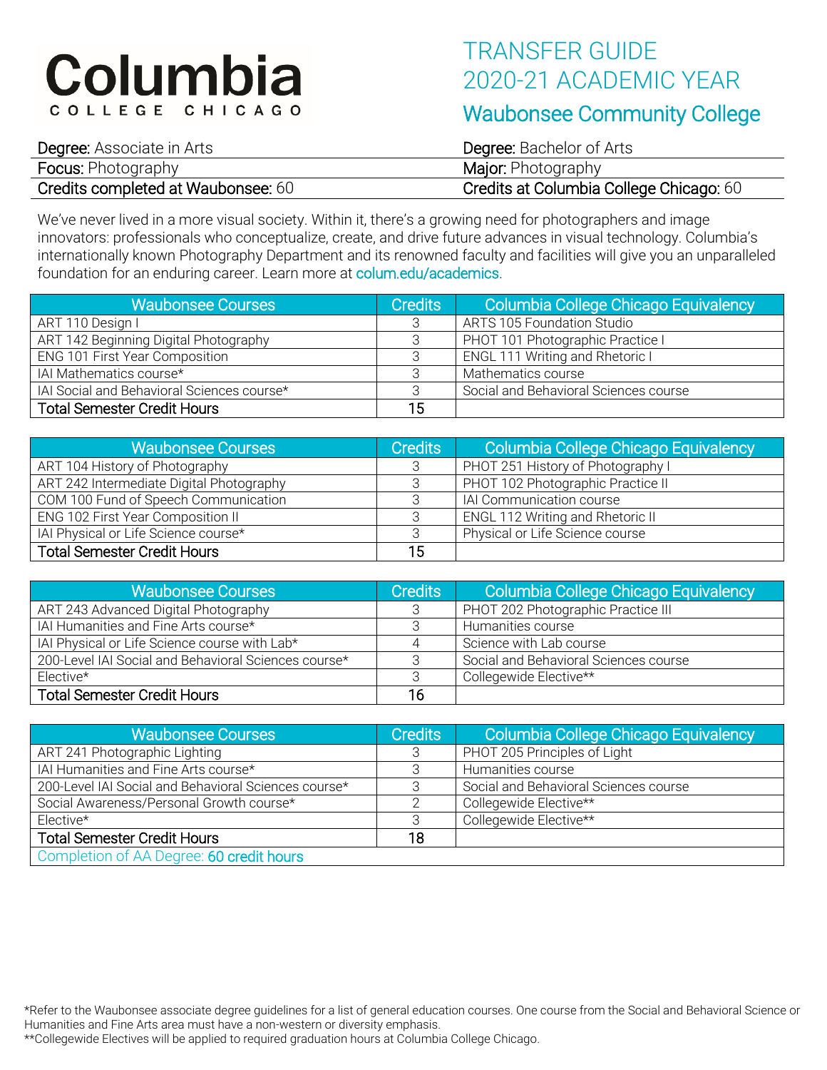# Columbia College Chicago

# TRANSFER GUIDE 2020-21 ACADEMIC YEAR

## Waubonsee Community College

| | |
|---|---|
| **Degree:** Associate in Arts | **Degree:** Bachelor of Arts |
| **Focus:** Photography | **Major:** Photography |
| **Credits completed at Waubonsee:** 60 | **Credits at Columbia College Chicago:** 60 |

We've never lived in a more visual society. Within it, there's a growing need for photographers and image innovators: professionals who conceptualize, create, and drive future advances in visual technology. Columbia's internationally known Photography Department and its renowned faculty and facilities will give you an unparalleled foundation for an enduring career. Learn more at colum.edu/academics.

| Waubonsee Courses | Credits | Columbia College Chicago Equivalency |
|---|---|---|
| ART 110 Design I | 3 | ARTS 105 Foundation Studio |
| ART 142 Beginning Digital Photography | 3 | PHOT 101 Photographic Practice I |
| ENG 101 First Year Composition | 3 | ENGL 111 Writing and Rhetoric I |
| IAI Mathematics course* | 3 | Mathematics course |
| IAI Social and Behavioral Sciences course* | 3 | Social and Behavioral Sciences course |
| **Total Semester Credit Hours** | **15** | |

| Waubonsee Courses | Credits | Columbia College Chicago Equivalency |
|---|---|---|
| ART 104 History of Photography | 3 | PHOT 251 History of Photography I |
| ART 242 Intermediate Digital Photography | 3 | PHOT 102 Photographic Practice II |
| COM 100 Fund of Speech Communication | 3 | IAI Communication course |
| ENG 102 First Year Composition II | 3 | ENGL 112 Writing and Rhetoric II |
| IAI Physical or Life Science course* | 3 | Physical or Life Science course |
| **Total Semester Credit Hours** | **15** | |

| Waubonsee Courses | Credits | Columbia College Chicago Equivalency |
|---|---|---|
| ART 243 Advanced Digital Photography | 3 | PHOT 202 Photographic Practice III |
| IAI Humanities and Fine Arts course* | 3 | Humanities course |
| IAI Physical or Life Science course with Lab* | 4 | Science with Lab course |
| 200-Level IAI Social and Behavioral Sciences course* | 3 | Social and Behavioral Sciences course |
| Elective* | 3 | Collegewide Elective** |
| **Total Semester Credit Hours** | **16** | |

| Waubonsee Courses | Credits | Columbia College Chicago Equivalency |
|---|---|---|
| ART 241 Photographic Lighting | 3 | PHOT 205 Principles of Light |
| IAI Humanities and Fine Arts course* | 3 | Humanities course |
| 200-Level IAI Social and Behavioral Sciences course* | 3 | Social and Behavioral Sciences course |
| Social Awareness/Personal Growth course* | 2 | Collegewide Elective** |
| Elective* | 3 | Collegewide Elective** |
| **Total Semester Credit Hours** | **18** | |
| Completion of AA Degree: **60 credit hours** | | |

*Refer to the Waubonsee associate degree guidelines for a list of general education courses. One course from the Social and Behavioral Science or Humanities and Fine Arts area must have a non-western or diversity emphasis.
**Collegewide Electives will be applied to required graduation hours at Columbia College Chicago.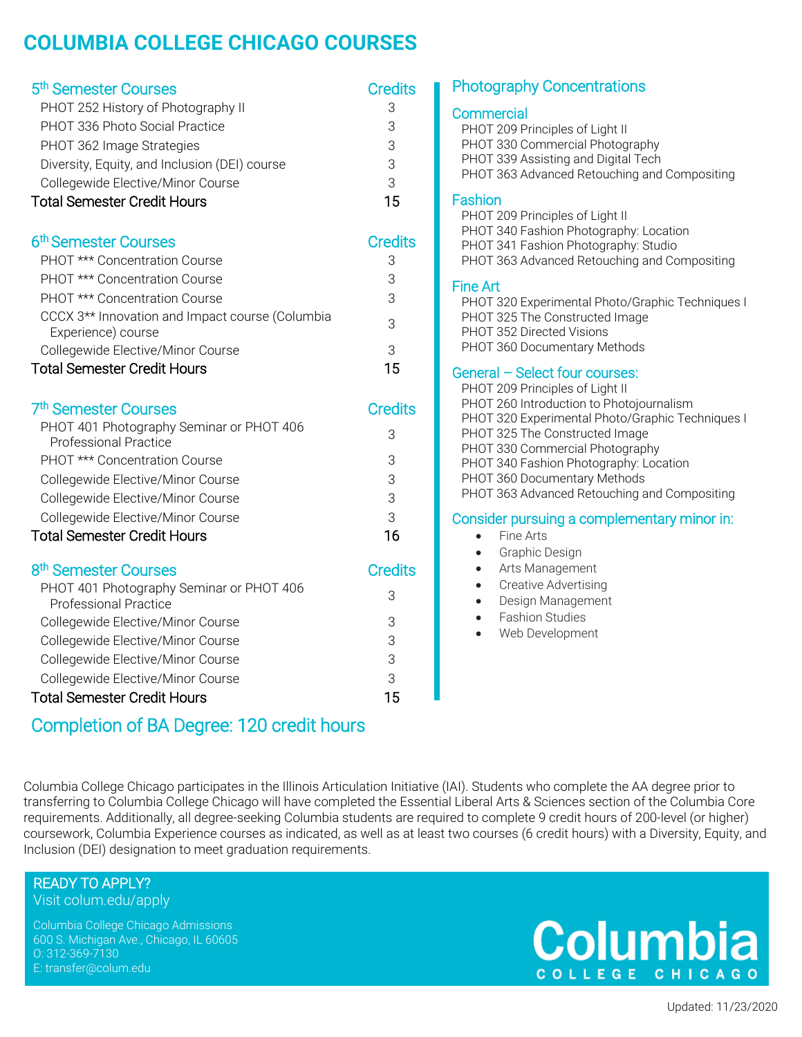# COLUMBIA COLLEGE CHICAGO COURSES

| 5th Semester Courses | Credits |
| --- | --- |
| PHOT 252 History of Photography II | 3 |
| PHOT 336 Photo Social Practice | 3 |
| PHOT 362 Image Strategies | 3 |
| Diversity, Equity, and Inclusion (DEI) course | 3 |
| Collegewide Elective/Minor Course | 3 |
| **Total Semester Credit Hours** | **15** |

| 6th Semester Courses | Credits |
| --- | --- |
| PHOT *** Concentration Course | 3 |
| PHOT *** Concentration Course | 3 |
| PHOT *** Concentration Course | 3 |
| CCCX 3** Innovation and Impact course (Columbia Experience) course | 3 |
| Collegewide Elective/Minor Course | 3 |
| **Total Semester Credit Hours** | **15** |

| 7th Semester Courses | Credits |
| --- | --- |
| PHOT 401 Photography Seminar or PHOT 406 Professional Practice | 3 |
| PHOT *** Concentration Course | 3 |
| Collegewide Elective/Minor Course | 3 |
| Collegewide Elective/Minor Course | 3 |
| Collegewide Elective/Minor Course | 3 |
| **Total Semester Credit Hours** | **16** |

| 8th Semester Courses | Credits |
| --- | --- |
| PHOT 401 Photography Seminar or PHOT 406 Professional Practice | 3 |
| Collegewide Elective/Minor Course | 3 |
| Collegewide Elective/Minor Course | 3 |
| Collegewide Elective/Minor Course | 3 |
| Collegewide Elective/Minor Course | 3 |
| **Total Semester Credit Hours** | **15** |

## Completion of BA Degree: 120 credit hours

## Photography Concentrations

### Commercial
PHOT 209 Principles of Light II
PHOT 330 Commercial Photography
PHOT 339 Assisting and Digital Tech
PHOT 363 Advanced Retouching and Compositing

### Fashion
PHOT 209 Principles of Light II
PHOT 340 Fashion Photography: Location
PHOT 341 Fashion Photography: Studio
PHOT 363 Advanced Retouching and Compositing

### Fine Art
PHOT 320 Experimental Photo/Graphic Techniques I
PHOT 325 The Constructed Image
PHOT 352 Directed Visions
PHOT 360 Documentary Methods

### General – Select four courses:
PHOT 209 Principles of Light II
PHOT 260 Introduction to Photojournalism
PHOT 320 Experimental Photo/Graphic Techniques I
PHOT 325 The Constructed Image
PHOT 330 Commercial Photography
PHOT 340 Fashion Photography: Location
PHOT 360 Documentary Methods
PHOT 363 Advanced Retouching and Compositing

### Consider pursuing a complementary minor in:
- Fine Arts
- Graphic Design
- Arts Management
- Creative Advertising
- Design Management
- Fashion Studies
- Web Development

Columbia College Chicago participates in the Illinois Articulation Initiative (IAI). Students who complete the AA degree prior to transferring to Columbia College Chicago will have completed the Essential Liberal Arts & Sciences section of the Columbia Core requirements. Additionally, all degree-seeking Columbia students are required to complete 9 credit hours of 200-level (or higher) coursework, Columbia Experience courses as indicated, as well as at least two courses (6 credit hours) with a Diversity, Equity, and Inclusion (DEI) designation to meet graduation requirements.

READY TO APPLY?
Visit colum.edu/apply

Columbia College Chicago Admissions
600 S. Michigan Ave., Chicago, IL 60605
O: 312-369-7130
E: transfer@colum.edu

Columbia COLLEGE CHICAGO

Updated: 11/23/2020